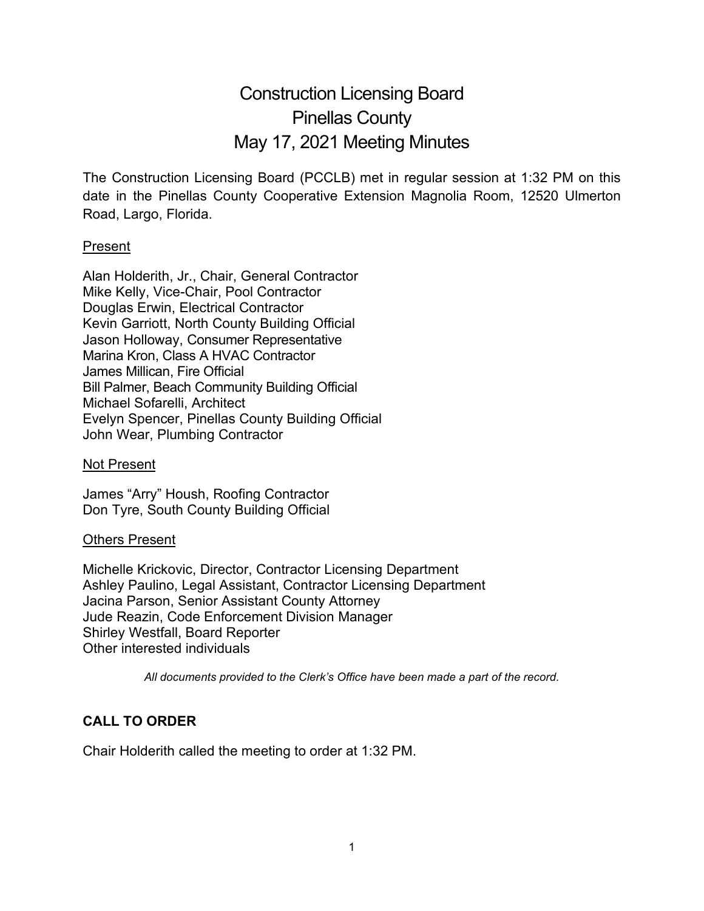# Construction Licensing Board
# Pinellas County
# May 17, 2021 Meeting Minutes

The Construction Licensing Board (PCCLB) met in regular session at 1:32 PM on this date in the Pinellas County Cooperative Extension Magnolia Room, 12520 Ulmerton Road, Largo, Florida.

Present

Alan Holderith, Jr., Chair, General Contractor
Mike Kelly, Vice-Chair, Pool Contractor
Douglas Erwin, Electrical Contractor
Kevin Garriott, North County Building Official
Jason Holloway, Consumer Representative
Marina Kron, Class A HVAC Contractor
James Millican, Fire Official
Bill Palmer, Beach Community Building Official
Michael Sofarelli, Architect
Evelyn Spencer, Pinellas County Building Official
John Wear, Plumbing Contractor

Not Present

James "Arry" Housh, Roofing Contractor
Don Tyre, South County Building Official

Others Present

Michelle Krickovic, Director, Contractor Licensing Department
Ashley Paulino, Legal Assistant, Contractor Licensing Department
Jacina Parson, Senior Assistant County Attorney
Jude Reazin, Code Enforcement Division Manager
Shirley Westfall, Board Reporter
Other interested individuals

*All documents provided to the Clerk's Office have been made a part of the record.*

**CALL TO ORDER**

Chair Holderith called the meeting to order at 1:32 PM.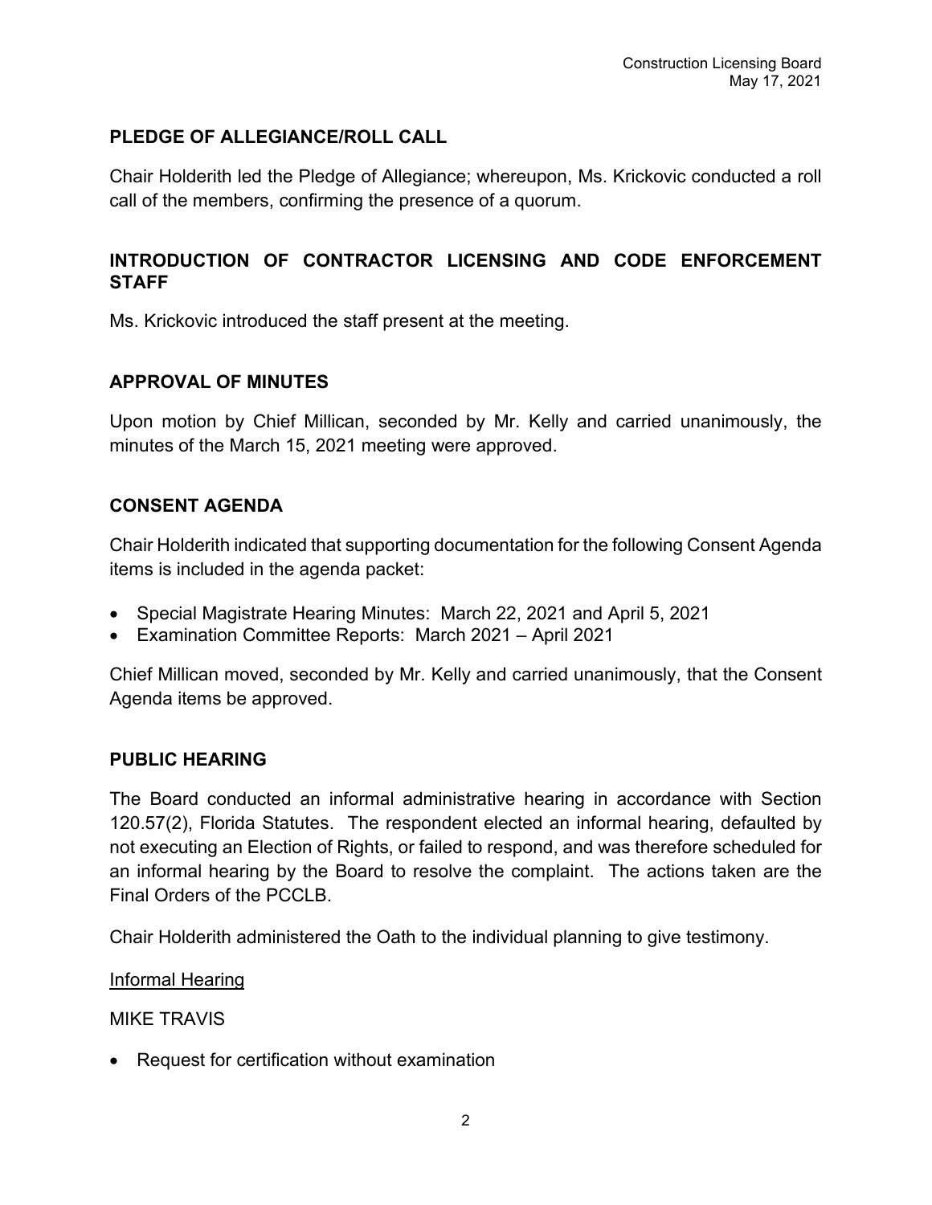## PLEDGE OF ALLEGIANCE/ROLL CALL

Chair Holderith led the Pledge of Allegiance; whereupon, Ms. Krickovic conducted a roll call of the members, confirming the presence of a quorum.

## INTRODUCTION OF CONTRACTOR LICENSING AND CODE ENFORCEMENT STAFF

Ms. Krickovic introduced the staff present at the meeting.

## APPROVAL OF MINUTES

Upon motion by Chief Millican, seconded by Mr. Kelly and carried unanimously, the minutes of the March 15, 2021 meeting were approved.

## CONSENT AGENDA

Chair Holderith indicated that supporting documentation for the following Consent Agenda items is included in the agenda packet:

- Special Magistrate Hearing Minutes: March 22, 2021 and April 5, 2021
- Examination Committee Reports: March 2021 – April 2021

Chief Millican moved, seconded by Mr. Kelly and carried unanimously, that the Consent Agenda items be approved.

## PUBLIC HEARING

The Board conducted an informal administrative hearing in accordance with Section 120.57(2), Florida Statutes. The respondent elected an informal hearing, defaulted by not executing an Election of Rights, or failed to respond, and was therefore scheduled for an informal hearing by the Board to resolve the complaint. The actions taken are the Final Orders of the PCCLB.

Chair Holderith administered the Oath to the individual planning to give testimony.

<u>Informal Hearing</u>

MIKE TRAVIS

- Request for certification without examination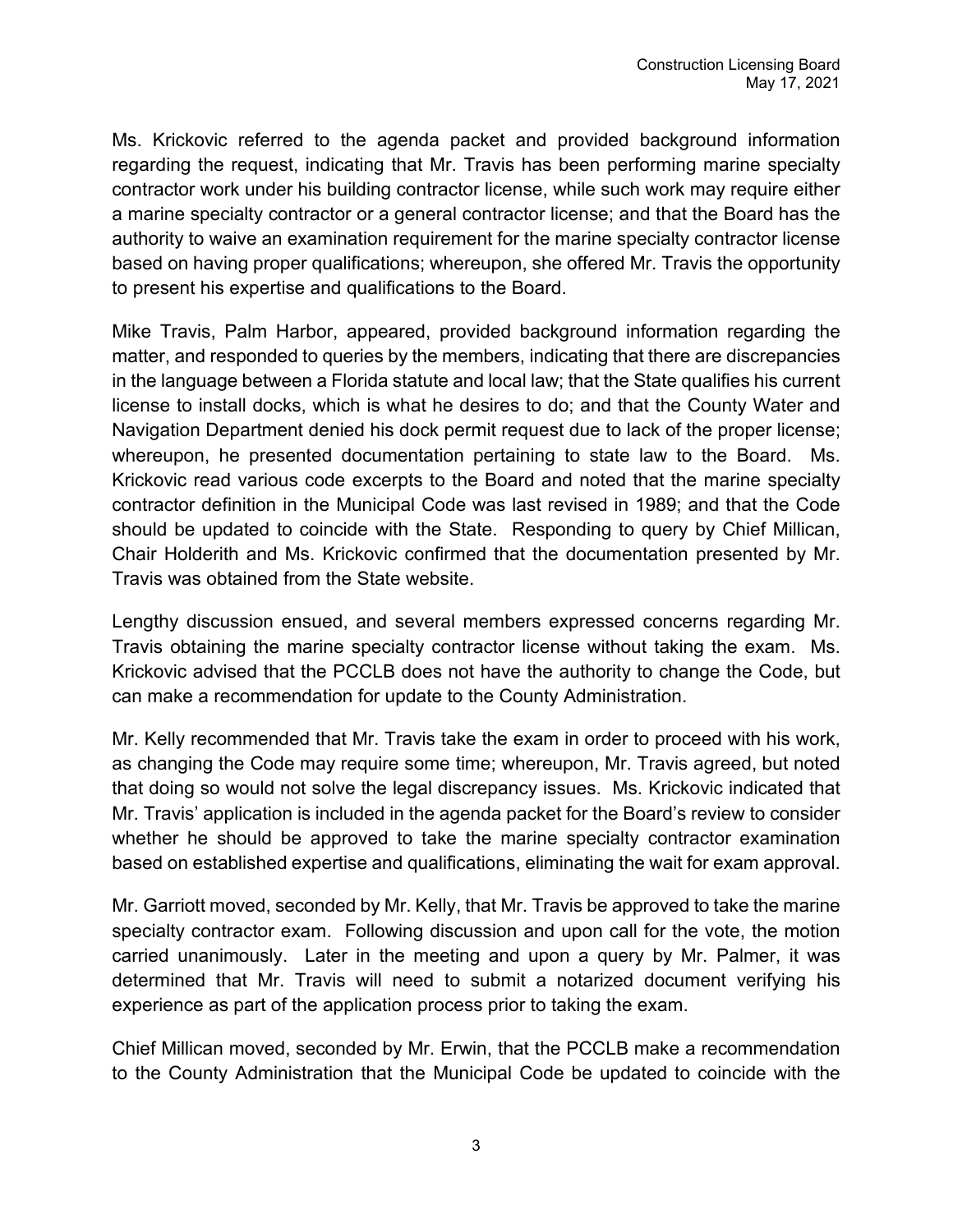Ms. Krickovic referred to the agenda packet and provided background information regarding the request, indicating that Mr. Travis has been performing marine specialty contractor work under his building contractor license, while such work may require either a marine specialty contractor or a general contractor license; and that the Board has the authority to waive an examination requirement for the marine specialty contractor license based on having proper qualifications; whereupon, she offered Mr. Travis the opportunity to present his expertise and qualifications to the Board.

Mike Travis, Palm Harbor, appeared, provided background information regarding the matter, and responded to queries by the members, indicating that there are discrepancies in the language between a Florida statute and local law; that the State qualifies his current license to install docks, which is what he desires to do; and that the County Water and Navigation Department denied his dock permit request due to lack of the proper license; whereupon, he presented documentation pertaining to state law to the Board. Ms. Krickovic read various code excerpts to the Board and noted that the marine specialty contractor definition in the Municipal Code was last revised in 1989; and that the Code should be updated to coincide with the State. Responding to query by Chief Millican, Chair Holderith and Ms. Krickovic confirmed that the documentation presented by Mr. Travis was obtained from the State website.

Lengthy discussion ensued, and several members expressed concerns regarding Mr. Travis obtaining the marine specialty contractor license without taking the exam. Ms. Krickovic advised that the PCCLB does not have the authority to change the Code, but can make a recommendation for update to the County Administration.

Mr. Kelly recommended that Mr. Travis take the exam in order to proceed with his work, as changing the Code may require some time; whereupon, Mr. Travis agreed, but noted that doing so would not solve the legal discrepancy issues. Ms. Krickovic indicated that Mr. Travis' application is included in the agenda packet for the Board's review to consider whether he should be approved to take the marine specialty contractor examination based on established expertise and qualifications, eliminating the wait for exam approval.

Mr. Garriott moved, seconded by Mr. Kelly, that Mr. Travis be approved to take the marine specialty contractor exam. Following discussion and upon call for the vote, the motion carried unanimously. Later in the meeting and upon a query by Mr. Palmer, it was determined that Mr. Travis will need to submit a notarized document verifying his experience as part of the application process prior to taking the exam.

Chief Millican moved, seconded by Mr. Erwin, that the PCCLB make a recommendation to the County Administration that the Municipal Code be updated to coincide with the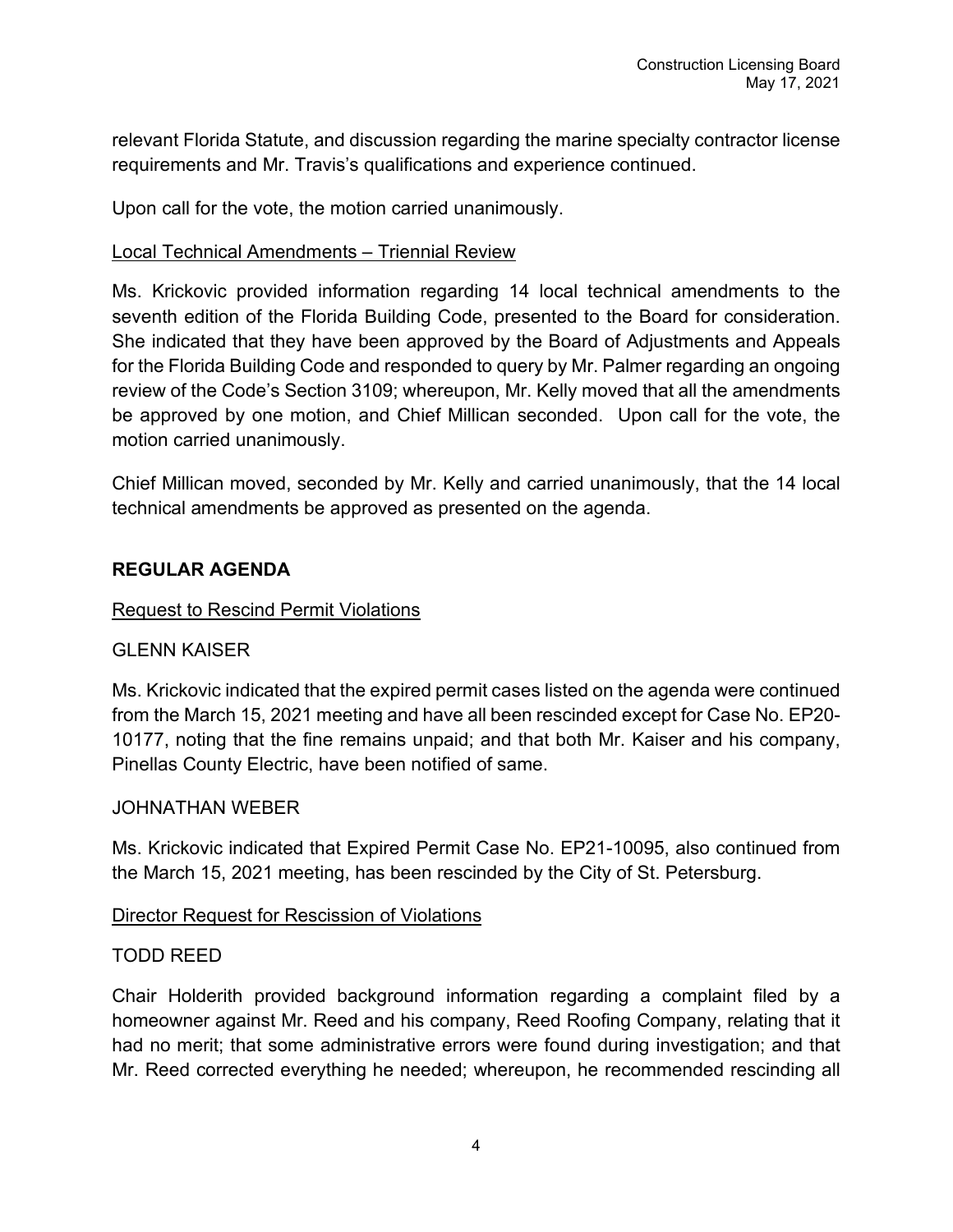relevant Florida Statute, and discussion regarding the marine specialty contractor license requirements and Mr. Travis's qualifications and experience continued.

Upon call for the vote, the motion carried unanimously.

Local Technical Amendments – Triennial Review

Ms. Krickovic provided information regarding 14 local technical amendments to the seventh edition of the Florida Building Code, presented to the Board for consideration. She indicated that they have been approved by the Board of Adjustments and Appeals for the Florida Building Code and responded to query by Mr. Palmer regarding an ongoing review of the Code's Section 3109; whereupon, Mr. Kelly moved that all the amendments be approved by one motion, and Chief Millican seconded. Upon call for the vote, the motion carried unanimously.

Chief Millican moved, seconded by Mr. Kelly and carried unanimously, that the 14 local technical amendments be approved as presented on the agenda.

## REGULAR AGENDA

Request to Rescind Permit Violations

GLENN KAISER

Ms. Krickovic indicated that the expired permit cases listed on the agenda were continued from the March 15, 2021 meeting and have all been rescinded except for Case No. EP20-10177, noting that the fine remains unpaid; and that both Mr. Kaiser and his company, Pinellas County Electric, have been notified of same.

JOHNATHAN WEBER

Ms. Krickovic indicated that Expired Permit Case No. EP21-10095, also continued from the March 15, 2021 meeting, has been rescinded by the City of St. Petersburg.

Director Request for Rescission of Violations

TODD REED

Chair Holderith provided background information regarding a complaint filed by a homeowner against Mr. Reed and his company, Reed Roofing Company, relating that it had no merit; that some administrative errors were found during investigation; and that Mr. Reed corrected everything he needed; whereupon, he recommended rescinding all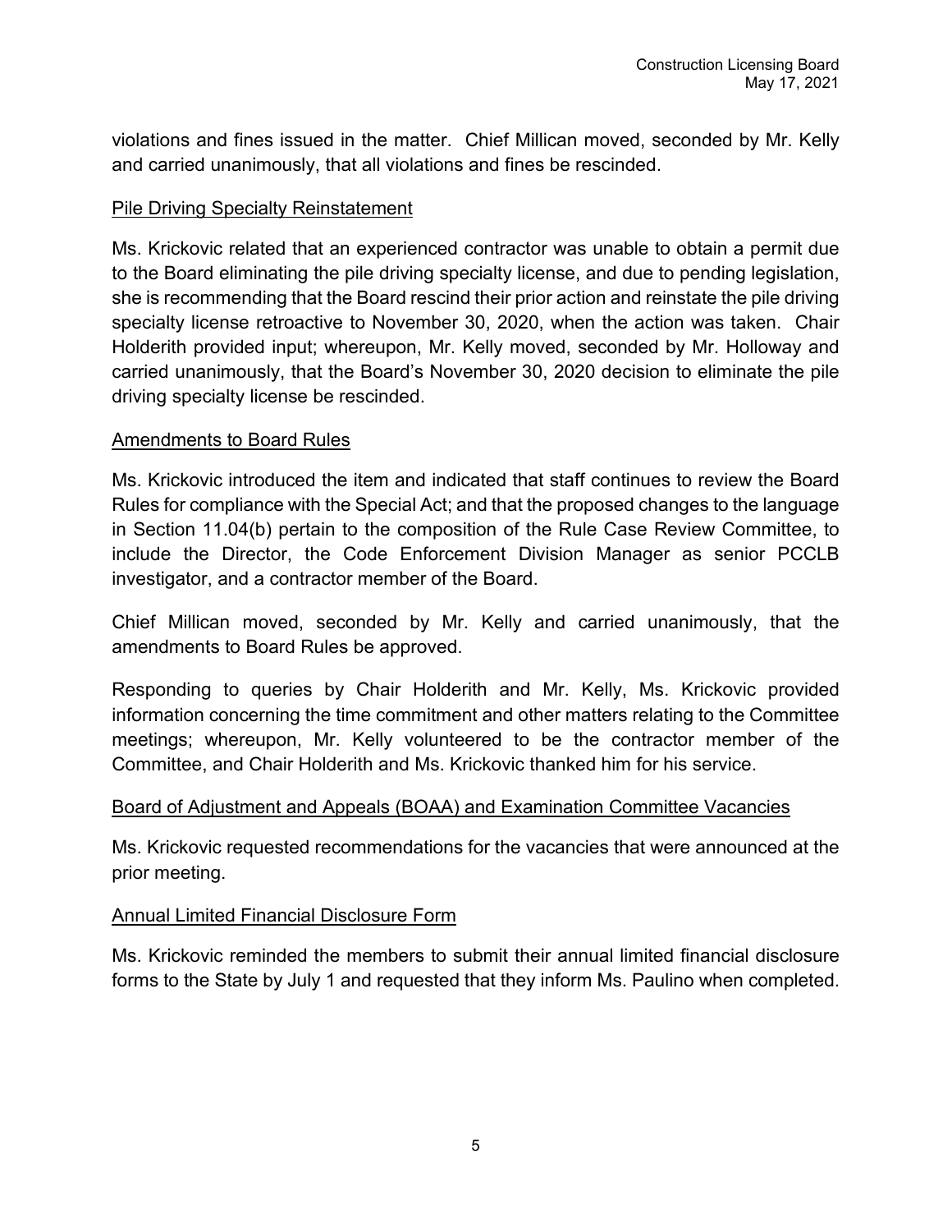violations and fines issued in the matter. Chief Millican moved, seconded by Mr. Kelly and carried unanimously, that all violations and fines be rescinded.

Pile Driving Specialty Reinstatement

Ms. Krickovic related that an experienced contractor was unable to obtain a permit due to the Board eliminating the pile driving specialty license, and due to pending legislation, she is recommending that the Board rescind their prior action and reinstate the pile driving specialty license retroactive to November 30, 2020, when the action was taken. Chair Holderith provided input; whereupon, Mr. Kelly moved, seconded by Mr. Holloway and carried unanimously, that the Board's November 30, 2020 decision to eliminate the pile driving specialty license be rescinded.

Amendments to Board Rules

Ms. Krickovic introduced the item and indicated that staff continues to review the Board Rules for compliance with the Special Act; and that the proposed changes to the language in Section 11.04(b) pertain to the composition of the Rule Case Review Committee, to include the Director, the Code Enforcement Division Manager as senior PCCLB investigator, and a contractor member of the Board.

Chief Millican moved, seconded by Mr. Kelly and carried unanimously, that the amendments to Board Rules be approved.

Responding to queries by Chair Holderith and Mr. Kelly, Ms. Krickovic provided information concerning the time commitment and other matters relating to the Committee meetings; whereupon, Mr. Kelly volunteered to be the contractor member of the Committee, and Chair Holderith and Ms. Krickovic thanked him for his service.

Board of Adjustment and Appeals (BOAA) and Examination Committee Vacancies

Ms. Krickovic requested recommendations for the vacancies that were announced at the prior meeting.

Annual Limited Financial Disclosure Form

Ms. Krickovic reminded the members to submit their annual limited financial disclosure forms to the State by July 1 and requested that they inform Ms. Paulino when completed.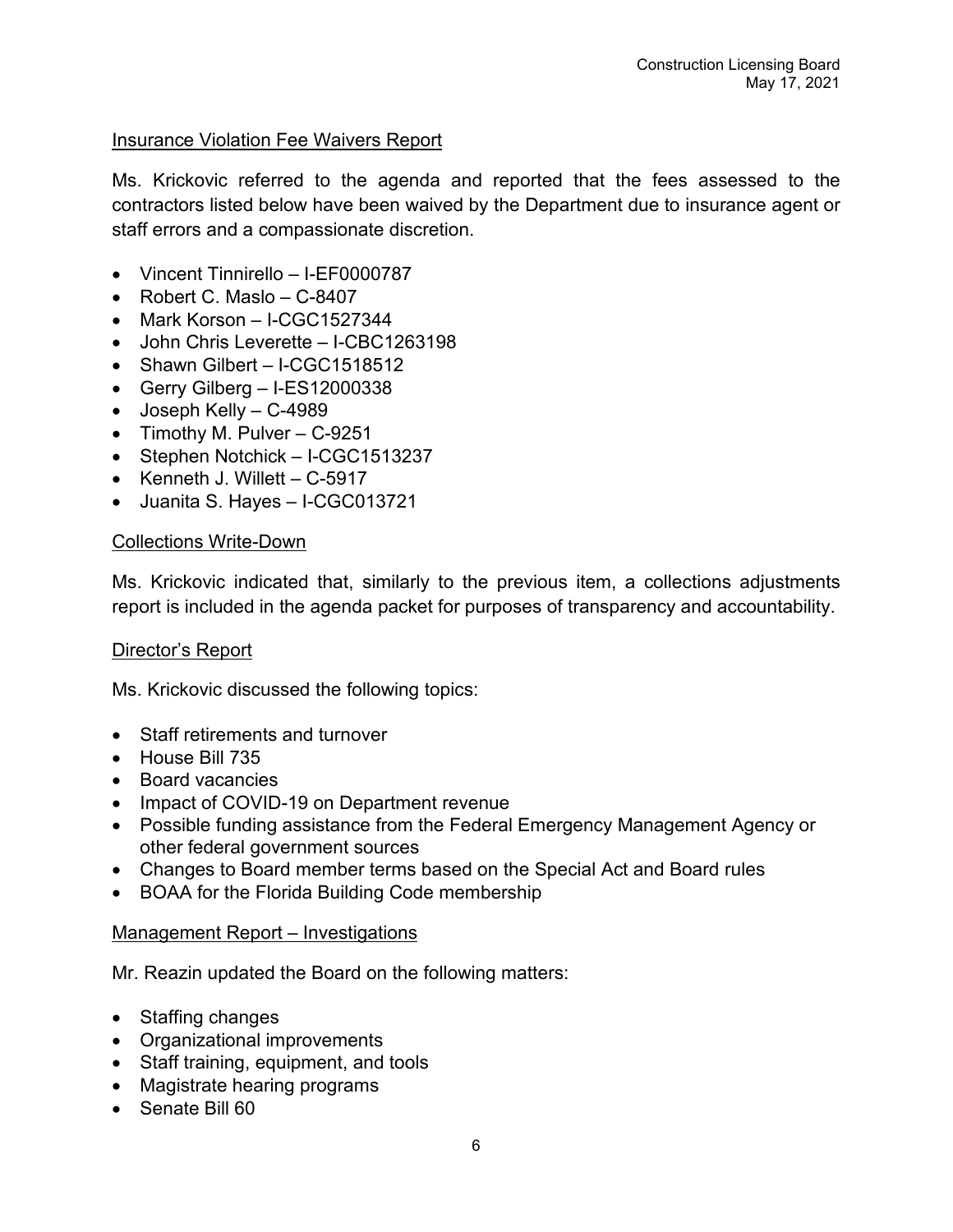## Insurance Violation Fee Waivers Report

Ms. Krickovic referred to the agenda and reported that the fees assessed to the contractors listed below have been waived by the Department due to insurance agent or staff errors and a compassionate discretion.

- Vincent Tinnirello – I-EF0000787
- Robert C. Maslo – C-8407
- Mark Korson – I-CGC1527344
- John Chris Leverette – I-CBC1263198
- Shawn Gilbert – I-CGC1518512
- Gerry Gilberg – I-ES12000338
- Joseph Kelly – C-4989
- Timothy M. Pulver – C-9251
- Stephen Notchick – I-CGC1513237
- Kenneth J. Willett – C-5917
- Juanita S. Hayes – I-CGC013721

## Collections Write-Down

Ms. Krickovic indicated that, similarly to the previous item, a collections adjustments report is included in the agenda packet for purposes of transparency and accountability.

## Director's Report

Ms. Krickovic discussed the following topics:

- Staff retirements and turnover
- House Bill 735
- Board vacancies
- Impact of COVID-19 on Department revenue
- Possible funding assistance from the Federal Emergency Management Agency or other federal government sources
- Changes to Board member terms based on the Special Act and Board rules
- BOAA for the Florida Building Code membership

## Management Report – Investigations

Mr. Reazin updated the Board on the following matters:

- Staffing changes
- Organizational improvements
- Staff training, equipment, and tools
- Magistrate hearing programs
- Senate Bill 60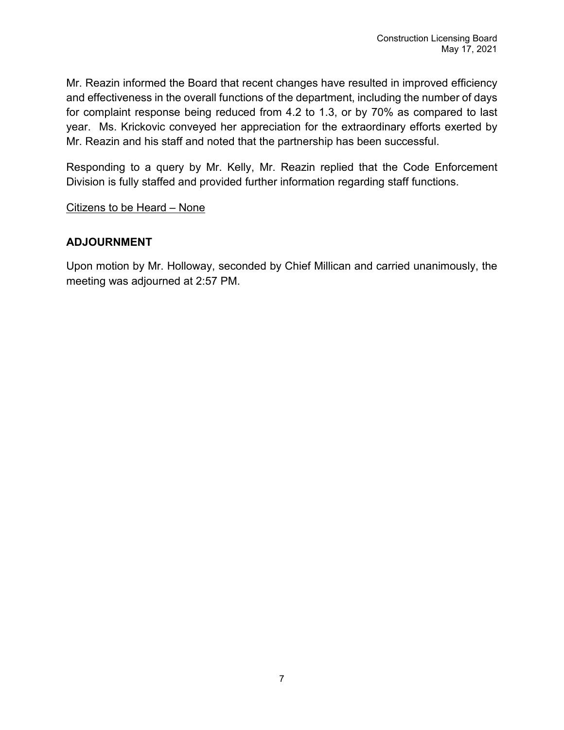Mr. Reazin informed the Board that recent changes have resulted in improved efficiency and effectiveness in the overall functions of the department, including the number of days for complaint response being reduced from 4.2 to 1.3, or by 70% as compared to last year. Ms. Krickovic conveyed her appreciation for the extraordinary efforts exerted by Mr. Reazin and his staff and noted that the partnership has been successful.

Responding to a query by Mr. Kelly, Mr. Reazin replied that the Code Enforcement Division is fully staffed and provided further information regarding staff functions.

<u>Citizens to be Heard – None</u>

## ADJOURNMENT

Upon motion by Mr. Holloway, seconded by Chief Millican and carried unanimously, the meeting was adjourned at 2:57 PM.